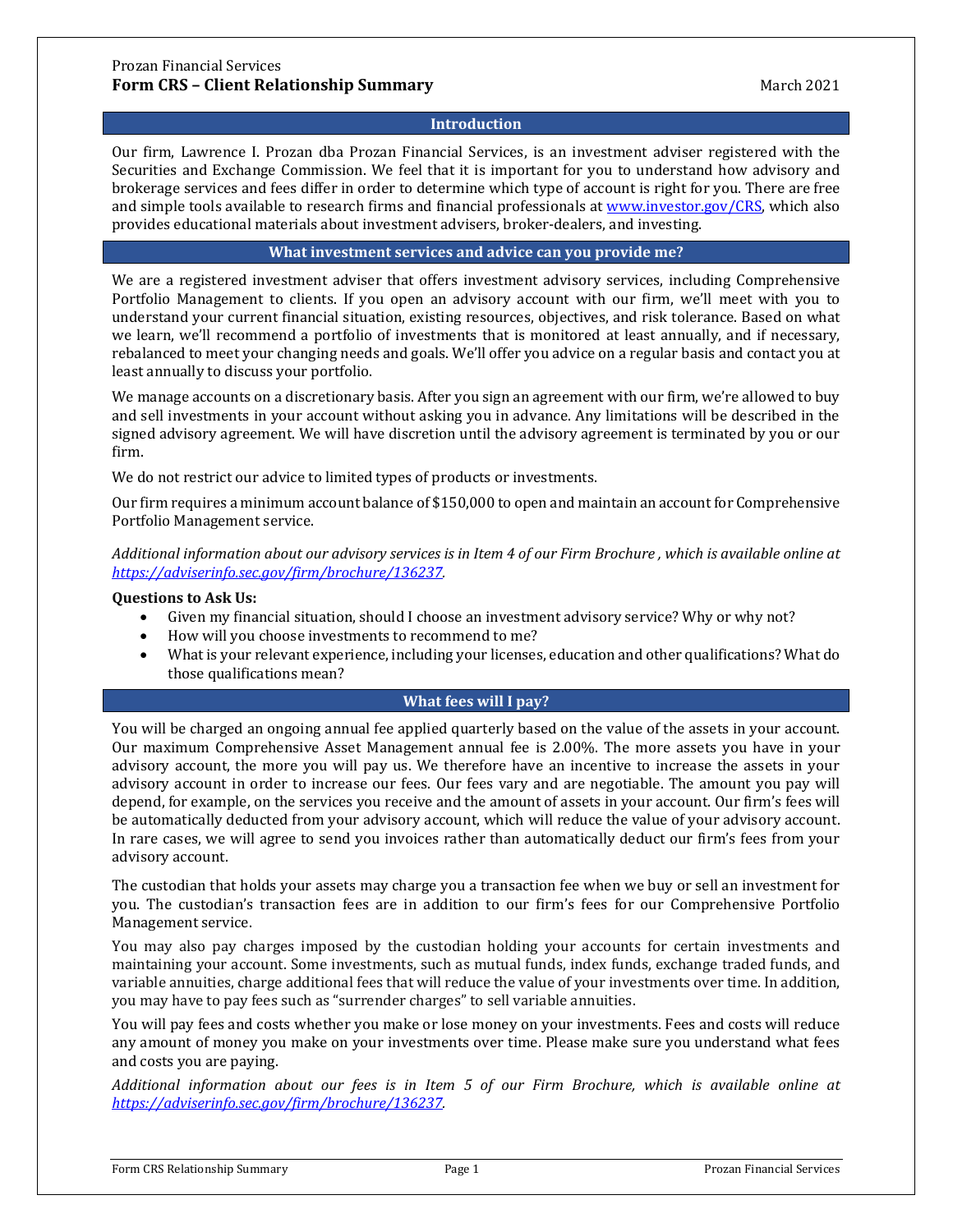Prozan Financial Services

# Form CRS – Client Relationship Summary

March 2021

## Introduction

Our firm, Lawrence I. Prozan dba Prozan Financial Services, is an investment adviser registered with the Securities and Exchange Commission. We feel that it is important for you to understand how advisory and brokerage services and fees differ in order to determine which type of account is right for you. There are free and simple tools available to research firms and financial professionals at [www.investor.gov/CRS](www.investor.gov/CRS), which also provides educational materials about investment advisers, broker-dealers, and investing.

## What investment services and advice can you provide me?

We are a registered investment adviser that offers investment advisory services, including Comprehensive Portfolio Management to clients. If you open an advisory account with our firm, we'll meet with you to understand your current financial situation, existing resources, objectives, and risk tolerance. Based on what we learn, we'll recommend a portfolio of investments that is monitored at least annually, and if necessary, rebalanced to meet your changing needs and goals. We'll offer you advice on a regular basis and contact you at least annually to discuss your portfolio.

We manage accounts on a discretionary basis. After you sign an agreement with our firm, we're allowed to buy and sell investments in your account without asking you in advance. Any limitations will be described in the signed advisory agreement. We will have discretion until the advisory agreement is terminated by you or our firm.

We do not restrict our advice to limited types of products or investments.

Our firm requires a minimum account balance of $150,000 to open and maintain an account for Comprehensive Portfolio Management service.

*Additional information about our advisory services is in Item 4 of our Firm Brochure , which is available online at [https://adviserinfo.sec.gov/firm/brochure/136237](https://adviserinfo.sec.gov/firm/brochure/136237).*

**Questions to Ask Us:**

- Given my financial situation, should I choose an investment advisory service? Why or why not?
- How will you choose investments to recommend to me?
- What is your relevant experience, including your licenses, education and other qualifications? What do those qualifications mean?

## What fees will I pay?

You will be charged an ongoing annual fee applied quarterly based on the value of the assets in your account. Our maximum Comprehensive Asset Management annual fee is 2.00%. The more assets you have in your advisory account, the more you will pay us. We therefore have an incentive to increase the assets in your advisory account in order to increase our fees. Our fees vary and are negotiable. The amount you pay will depend, for example, on the services you receive and the amount of assets in your account. Our firm's fees will be automatically deducted from your advisory account, which will reduce the value of your advisory account. In rare cases, we will agree to send you invoices rather than automatically deduct our firm's fees from your advisory account.

The custodian that holds your assets may charge you a transaction fee when we buy or sell an investment for you. The custodian's transaction fees are in addition to our firm's fees for our Comprehensive Portfolio Management service.

You may also pay charges imposed by the custodian holding your accounts for certain investments and maintaining your account. Some investments, such as mutual funds, index funds, exchange traded funds, and variable annuities, charge additional fees that will reduce the value of your investments over time. In addition, you may have to pay fees such as "surrender charges" to sell variable annuities.

You will pay fees and costs whether you make or lose money on your investments. Fees and costs will reduce any amount of money you make on your investments over time. Please make sure you understand what fees and costs you are paying.

*Additional information about our fees is in Item 5 of our Firm Brochure, which is available online at [https://adviserinfo.sec.gov/firm/brochure/136237](https://adviserinfo.sec.gov/firm/brochure/136237).*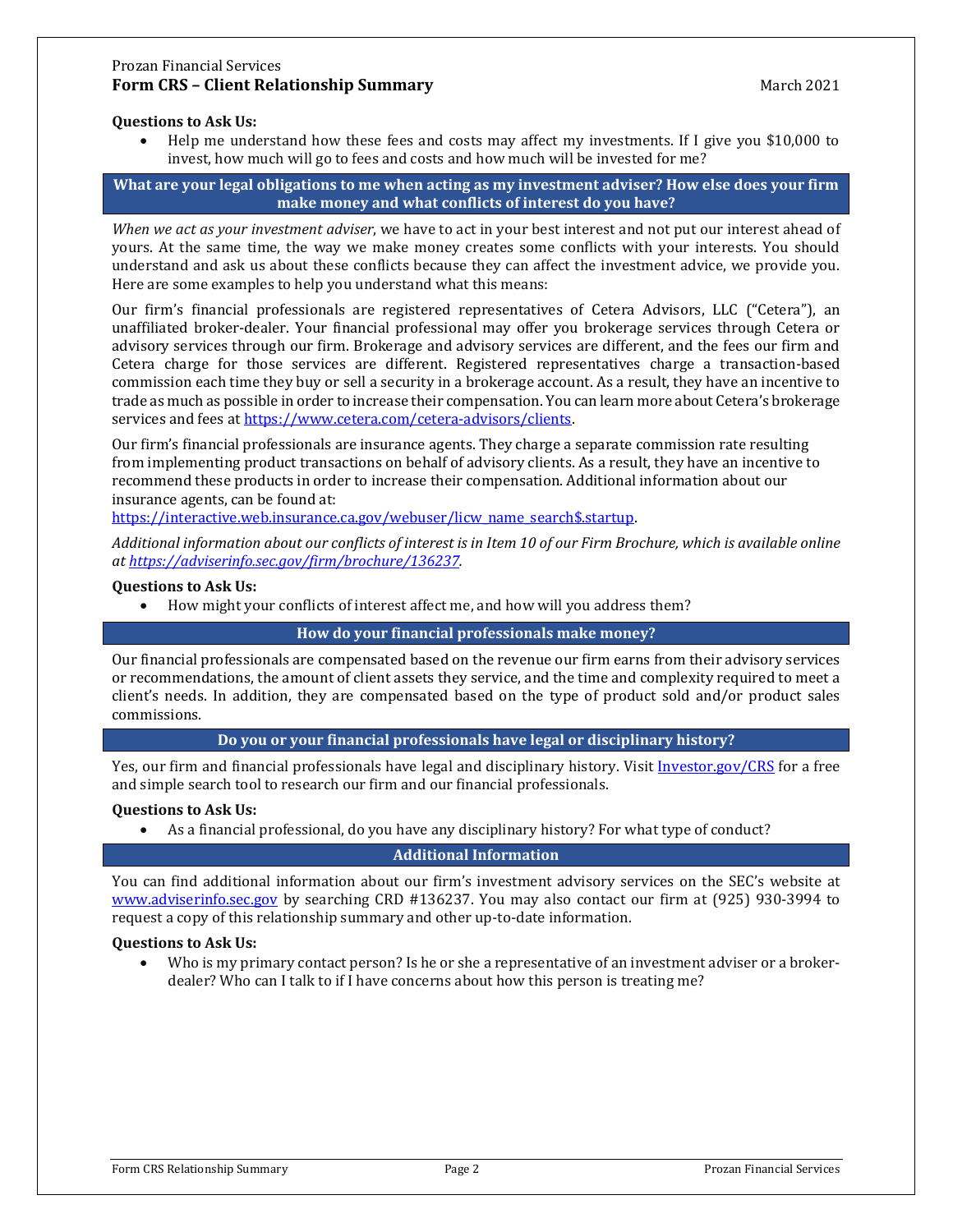**Questions to Ask Us:**

- Help me understand how these fees and costs may affect my investments. If I give you $10,000 to invest, how much will go to fees and costs and how much will be invested for me?

## What are your legal obligations to me when acting as my investment adviser? How else does your firm make money and what conflicts of interest do you have?

*When we act as your investment adviser*, we have to act in your best interest and not put our interest ahead of yours. At the same time, the way we make money creates some conflicts with your interests. You should understand and ask us about these conflicts because they can affect the investment advice, we provide you. Here are some examples to help you understand what this means:

Our firm's financial professionals are registered representatives of Cetera Advisors, LLC ("Cetera"), an unaffiliated broker-dealer. Your financial professional may offer you brokerage services through Cetera or advisory services through our firm. Brokerage and advisory services are different, and the fees our firm and Cetera charge for those services are different. Registered representatives charge a transaction-based commission each time they buy or sell a security in a brokerage account. As a result, they have an incentive to trade as much as possible in order to increase their compensation. You can learn more about Cetera's brokerage services and fees at [https://www.cetera.com/cetera-advisors/clients](https://www.cetera.com/cetera-advisors/clients).

Our firm's financial professionals are insurance agents. They charge a separate commission rate resulting from implementing product transactions on behalf of advisory clients. As a result, they have an incentive to recommend these products in order to increase their compensation. Additional information about our insurance agents, can be found at: [https://interactive.web.insurance.ca.gov/webuser/licw_name_search$.startup](https://interactive.web.insurance.ca.gov/webuser/licw_name_search$.startup).

*Additional information about our conflicts of interest is in Item 10 of our Firm Brochure, which is available online at [https://adviserinfo.sec.gov/firm/brochure/136237](https://adviserinfo.sec.gov/firm/brochure/136237).*

**Questions to Ask Us:**

- How might your conflicts of interest affect me, and how will you address them?

## How do your financial professionals make money?

Our financial professionals are compensated based on the revenue our firm earns from their advisory services or recommendations, the amount of client assets they service, and the time and complexity required to meet a client's needs. In addition, they are compensated based on the type of product sold and/or product sales commissions.

## Do you or your financial professionals have legal or disciplinary history?

Yes, our firm and financial professionals have legal and disciplinary history. Visit [Investor.gov/CRS](https://www.investor.gov/CRS) for a free and simple search tool to research our firm and our financial professionals.

**Questions to Ask Us:**

- As a financial professional, do you have any disciplinary history? For what type of conduct?

## Additional Information

You can find additional information about our firm's investment advisory services on the SEC's website at [www.adviserinfo.sec.gov](http://www.adviserinfo.sec.gov) by searching CRD #136237. You may also contact our firm at (925) 930-3994 to request a copy of this relationship summary and other up-to-date information.

**Questions to Ask Us:**

- Who is my primary contact person? Is he or she a representative of an investment adviser or a broker-dealer? Who can I talk to if I have concerns about how this person is treating me?